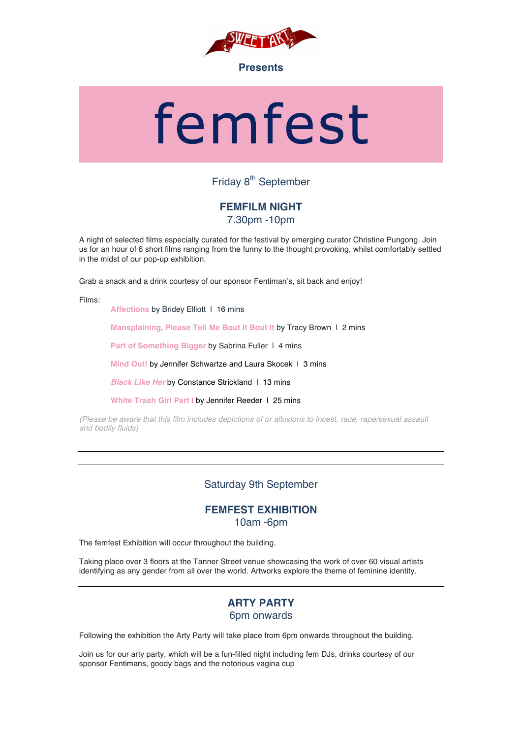SWEET 'ART

**Presents**

# femfest

## Friday 8th September

### FEMFILM NIGHT
7.30pm -10pm

A night of selected films especially curated for the festival by emerging curator Christine Pungong. Join us for an hour of 6 short films ranging from the funny to the thought provoking, whilst comfortably settled in the midst of our pop-up exhibition.

Grab a snack and a drink courtesy of our sponsor Fentiman's, sit back and enjoy!

Films:

- **Affections** by Bridey Elliott | 16 mins
- **Mansplaining, Please Tell Me Bout It Bout It** by Tracy Brown | 2 mins
- **Part of Something Bigger** by Sabrina Fuller | 4 mins
- **Mind Out!** by Jennifer Schwartze and Laura Skocek | 3 mins
- ***Black Like Her*** by Constance Strickland | 13 mins
- **White Trash Girl Part I** by Jennifer Reeder | 25 mins

*(Please be aware that this film includes depictions of or allusions to incest, race, rape/sexual assault and bodily fluids)*

---

## Saturday 9th September

### FEMFEST EXHIBITION
10am -6pm

The femfest Exhibition will occur throughout the building.

Taking place over 3 floors at the Tanner Street venue showcasing the work of over 60 visual artists identifying as any gender from all over the world. Artworks explore the theme of feminine identity.

---

### ARTY PARTY
6pm onwards

Following the exhibition the Arty Party will take place from 6pm onwards throughout the building.

Join us for our arty party, which will be a fun-filled night including fem DJs, drinks courtesy of our sponsor Fentimans, goody bags and the notorious vagina cup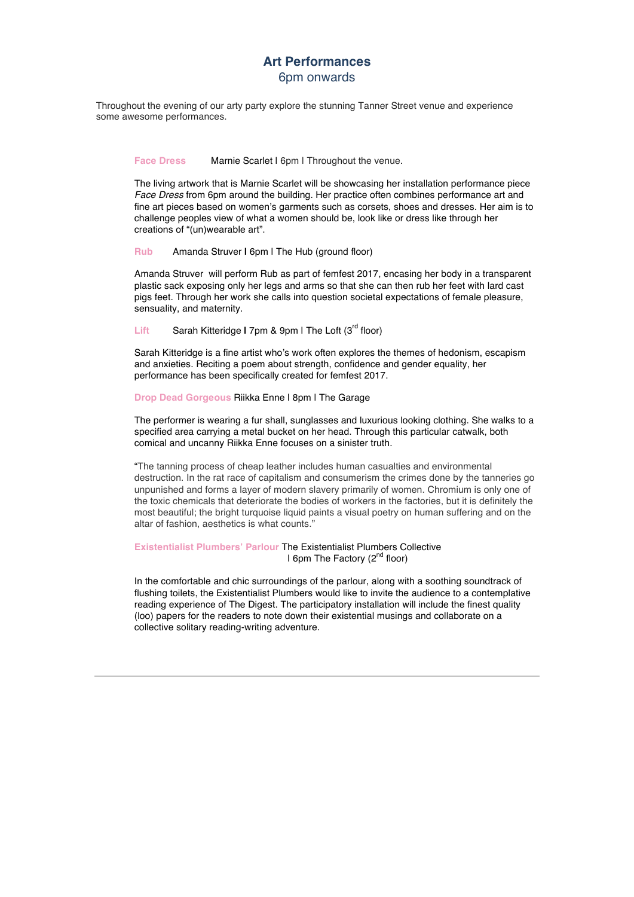## Art Performances

6pm onwards

Throughout the evening of our arty party explore the stunning Tanner Street venue and experience some awesome performances.

**Face Dress** Marnie Scarlet l 6pm l Throughout the venue.

The living artwork that is Marnie Scarlet will be showcasing her installation performance piece *Face Dress* from 6pm around the building. Her practice often combines performance art and fine art pieces based on women's garments such as corsets, shoes and dresses. Her aim is to challenge peoples view of what a women should be, look like or dress like through her creations of "(un)wearable art".

**Rub** Amanda Struver l 6pm l The Hub (ground floor)

Amanda Struver will perform Rub as part of femfest 2017, encasing her body in a transparent plastic sack exposing only her legs and arms so that she can then rub her feet with lard cast pigs feet. Through her work she calls into question societal expectations of female pleasure, sensuality, and maternity.

**Lift** Sarah Kitteridge l 7pm & 9pm l The Loft (3rd floor)

Sarah Kitteridge is a fine artist who's work often explores the themes of hedonism, escapism and anxieties. Reciting a poem about strength, confidence and gender equality, her performance has been specifically created for femfest 2017.

**Drop Dead Gorgeous** Riikka Enne l 8pm l The Garage

The performer is wearing a fur shall, sunglasses and luxurious looking clothing. She walks to a specified area carrying a metal bucket on her head. Through this particular catwalk, both comical and uncanny Riikka Enne focuses on a sinister truth.

"The tanning process of cheap leather includes human casualties and environmental destruction. In the rat race of capitalism and consumerism the crimes done by the tanneries go unpunished and forms a layer of modern slavery primarily of women. Chromium is only one of the toxic chemicals that deteriorate the bodies of workers in the factories, but it is definitely the most beautiful; the bright turquoise liquid paints a visual poetry on human suffering and on the altar of fashion, aesthetics is what counts."

**Existentialist Plumbers' Parlour** The Existentialist Plumbers Collective l 6pm The Factory (2nd floor)

In the comfortable and chic surroundings of the parlour, along with a soothing soundtrack of flushing toilets, the Existentialist Plumbers would like to invite the audience to a contemplative reading experience of The Digest. The participatory installation will include the finest quality (loo) papers for the readers to note down their existential musings and collaborate on a collective solitary reading-writing adventure.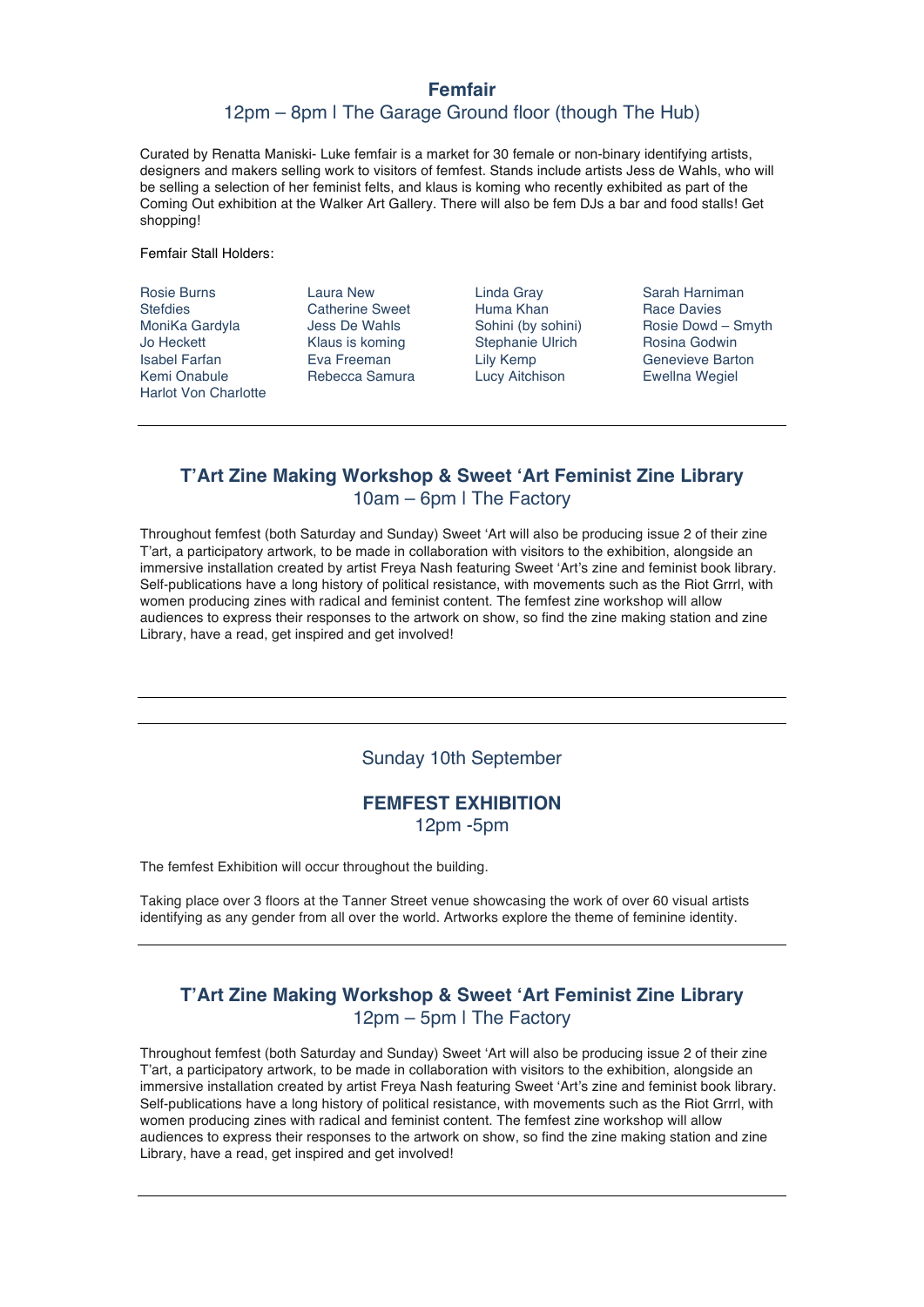## Femfair

12pm – 8pm I The Garage Ground floor (though The Hub)

Curated by Renatta Maniski- Luke femfair is a market for 30 female or non-binary identifying artists, designers and makers selling work to visitors of femfest. Stands include artists Jess de Wahls, who will be selling a selection of her feminist felts, and klaus is koming who recently exhibited as part of the Coming Out exhibition at the Walker Art Gallery. There will also be fem DJs a bar and food stalls! Get shopping!

Femfair Stall Holders:

- Rosie Burns
- Stefdies
- MoniKa Gardyla
- Jo Heckett
- Isabel Farfan
- Kemi Onabule
- Harlot Von Charlotte
- Laura New
- Catherine Sweet
- Jess De Wahls
- Klaus is koming
- Eva Freeman
- Rebecca Samura
- Linda Gray
- Huma Khan
- Sohini (by sohini)
- Stephanie Ulrich
- Lily Kemp
- Lucy Aitchison
- Sarah Harniman
- Race Davies
- Rosie Dowd – Smyth
- Rosina Godwin
- Genevieve Barton
- Ewellna Wegiel

---

## T'Art Zine Making Workshop & Sweet 'Art Feminist Zine Library

10am – 6pm I The Factory

Throughout femfest (both Saturday and Sunday) Sweet 'Art will also be producing issue 2 of their zine T'art, a participatory artwork, to be made in collaboration with visitors to the exhibition, alongside an immersive installation created by artist Freya Nash featuring Sweet 'Art's zine and feminist book library. Self-publications have a long history of political resistance, with movements such as the Riot Grrrl, with women producing zines with radical and feminist content. The femfest zine workshop will allow audiences to express their responses to the artwork on show, so find the zine making station and zine Library, have a read, get inspired and get involved!

---

---

# Sunday 10th September

## FEMFEST EXHIBITION

12pm -5pm

The femfest Exhibition will occur throughout the building.

Taking place over 3 floors at the Tanner Street venue showcasing the work of over 60 visual artists identifying as any gender from all over the world. Artworks explore the theme of feminine identity.

---

## T'Art Zine Making Workshop & Sweet 'Art Feminist Zine Library

12pm – 5pm I The Factory

Throughout femfest (both Saturday and Sunday) Sweet 'Art will also be producing issue 2 of their zine T'art, a participatory artwork, to be made in collaboration with visitors to the exhibition, alongside an immersive installation created by artist Freya Nash featuring Sweet 'Art's zine and feminist book library. Self-publications have a long history of political resistance, with movements such as the Riot Grrrl, with women producing zines with radical and feminist content. The femfest zine workshop will allow audiences to express their responses to the artwork on show, so find the zine making station and zine Library, have a read, get inspired and get involved!

---